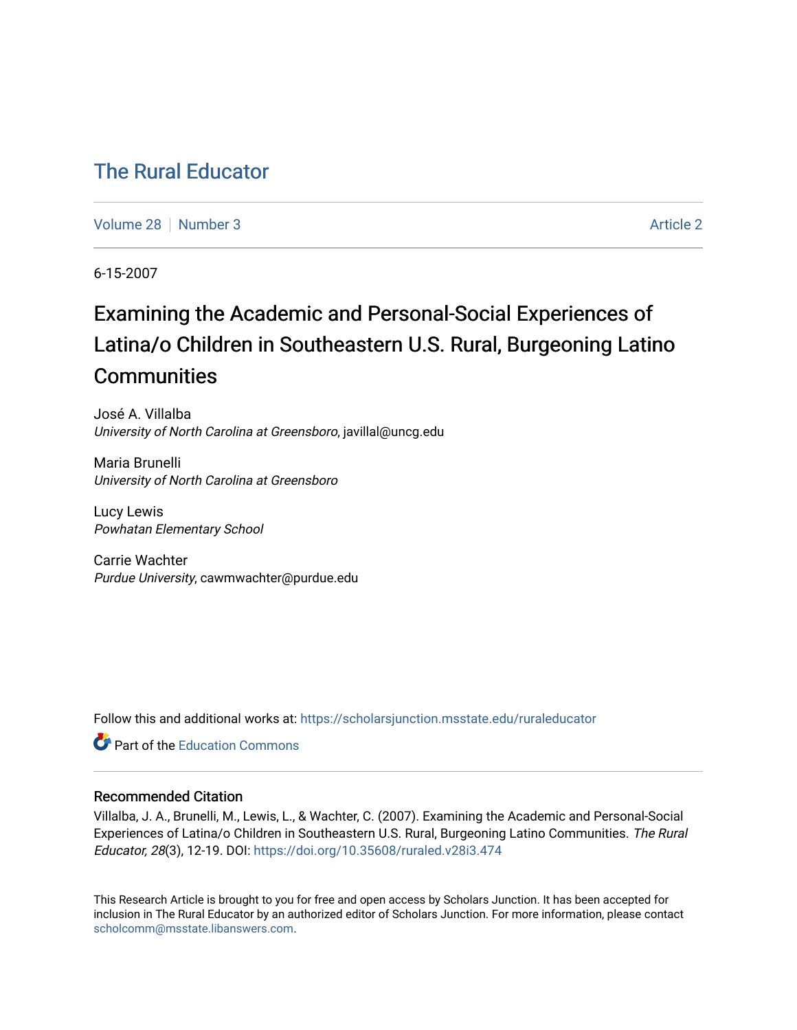# The Rural Educator

Volume 28 | Number 3 | Article 2

6-15-2007

## Examining the Academic and Personal-Social Experiences of Latina/o Children in Southeastern U.S. Rural, Burgeoning Latino Communities

José A. Villalba
*University of North Carolina at Greensboro*, javillal@uncg.edu

Maria Brunelli
*University of North Carolina at Greensboro*

Lucy Lewis
*Powhatan Elementary School*

Carrie Wachter
*Purdue University*, cawmwachter@purdue.edu

Follow this and additional works at: https://scholarsjunction.msstate.edu/ruraleducator

Part of the Education Commons

### Recommended Citation

Villalba, J. A., Brunelli, M., Lewis, L., & Wachter, C. (2007). Examining the Academic and Personal-Social Experiences of Latina/o Children in Southeastern U.S. Rural, Burgeoning Latino Communities. *The Rural Educator, 28*(3), 12-19. DOI: https://doi.org/10.35608/ruraled.v28i3.474

This Research Article is brought to you for free and open access by Scholars Junction. It has been accepted for inclusion in The Rural Educator by an authorized editor of Scholars Junction. For more information, please contact scholcomm@msstate.libanswers.com.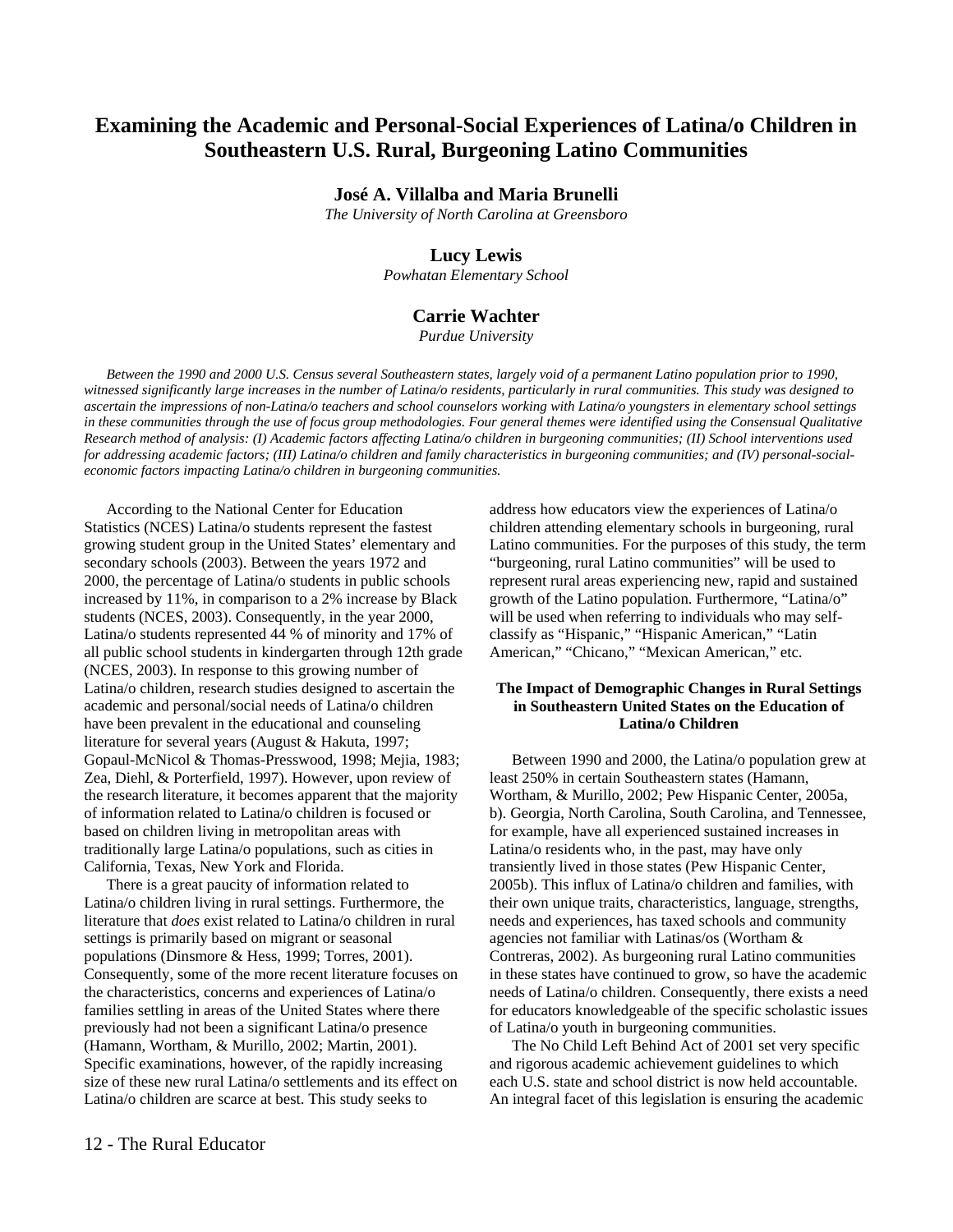# Examining the Academic and Personal-Social Experiences of Latina/o Children in Southeastern U.S. Rural, Burgeoning Latino Communities

**José A. Villalba and Maria Brunelli**
*The University of North Carolina at Greensboro*

**Lucy Lewis**
*Powhatan Elementary School*

**Carrie Wachter**
*Purdue University*

*Between the 1990 and 2000 U.S. Census several Southeastern states, largely void of a permanent Latino population prior to 1990, witnessed significantly large increases in the number of Latina/o residents, particularly in rural communities. This study was designed to ascertain the impressions of non-Latina/o teachers and school counselors working with Latina/o youngsters in elementary school settings in these communities through the use of focus group methodologies. Four general themes were identified using the Consensual Qualitative Research method of analysis: (I) Academic factors affecting Latina/o children in burgeoning communities; (II) School interventions used for addressing academic factors; (III) Latina/o children and family characteristics in burgeoning communities; and (IV) personal-social-economic factors impacting Latina/o children in burgeoning communities.*

According to the National Center for Education Statistics (NCES) Latina/o students represent the fastest growing student group in the United States' elementary and secondary schools (2003). Between the years 1972 and 2000, the percentage of Latina/o students in public schools increased by 11%, in comparison to a 2% increase by Black students (NCES, 2003). Consequently, in the year 2000, Latina/o students represented 44 % of minority and 17% of all public school students in kindergarten through 12th grade (NCES, 2003). In response to this growing number of Latina/o children, research studies designed to ascertain the academic and personal/social needs of Latina/o children have been prevalent in the educational and counseling literature for several years (August & Hakuta, 1997; Gopaul-McNicol & Thomas-Presswood, 1998; Mejia, 1983; Zea, Diehl, & Porterfield, 1997). However, upon review of the research literature, it becomes apparent that the majority of information related to Latina/o children is focused or based on children living in metropolitan areas with traditionally large Latina/o populations, such as cities in California, Texas, New York and Florida.

There is a great paucity of information related to Latina/o children living in rural settings. Furthermore, the literature that *does* exist related to Latina/o children in rural settings is primarily based on migrant or seasonal populations (Dinsmore & Hess, 1999; Torres, 2001). Consequently, some of the more recent literature focuses on the characteristics, concerns and experiences of Latina/o families settling in areas of the United States where there previously had not been a significant Latina/o presence (Hamann, Wortham, & Murillo, 2002; Martin, 2001). Specific examinations, however, of the rapidly increasing size of these new rural Latina/o settlements and its effect on Latina/o children are scarce at best. This study seeks to address how educators view the experiences of Latina/o children attending elementary schools in burgeoning, rural Latino communities. For the purposes of this study, the term "burgeoning, rural Latino communities" will be used to represent rural areas experiencing new, rapid and sustained growth of the Latino population. Furthermore, "Latina/o" will be used when referring to individuals who may self-classify as "Hispanic," "Hispanic American," "Latin American," "Chicano," "Mexican American," etc.

### The Impact of Demographic Changes in Rural Settings in Southeastern United States on the Education of Latina/o Children

Between 1990 and 2000, the Latina/o population grew at least 250% in certain Southeastern states (Hamann, Wortham, & Murillo, 2002; Pew Hispanic Center, 2005a, b). Georgia, North Carolina, South Carolina, and Tennessee, for example, have all experienced sustained increases in Latina/o residents who, in the past, may have only transiently lived in those states (Pew Hispanic Center, 2005b). This influx of Latina/o children and families, with their own unique traits, characteristics, language, strengths, needs and experiences, has taxed schools and community agencies not familiar with Latinas/os (Wortham & Contreras, 2002). As burgeoning rural Latino communities in these states have continued to grow, so have the academic needs of Latina/o children. Consequently, there exists a need for educators knowledgeable of the specific scholastic issues of Latina/o youth in burgeoning communities.

The No Child Left Behind Act of 2001 set very specific and rigorous academic achievement guidelines to which each U.S. state and school district is now held accountable. An integral facet of this legislation is ensuring the academic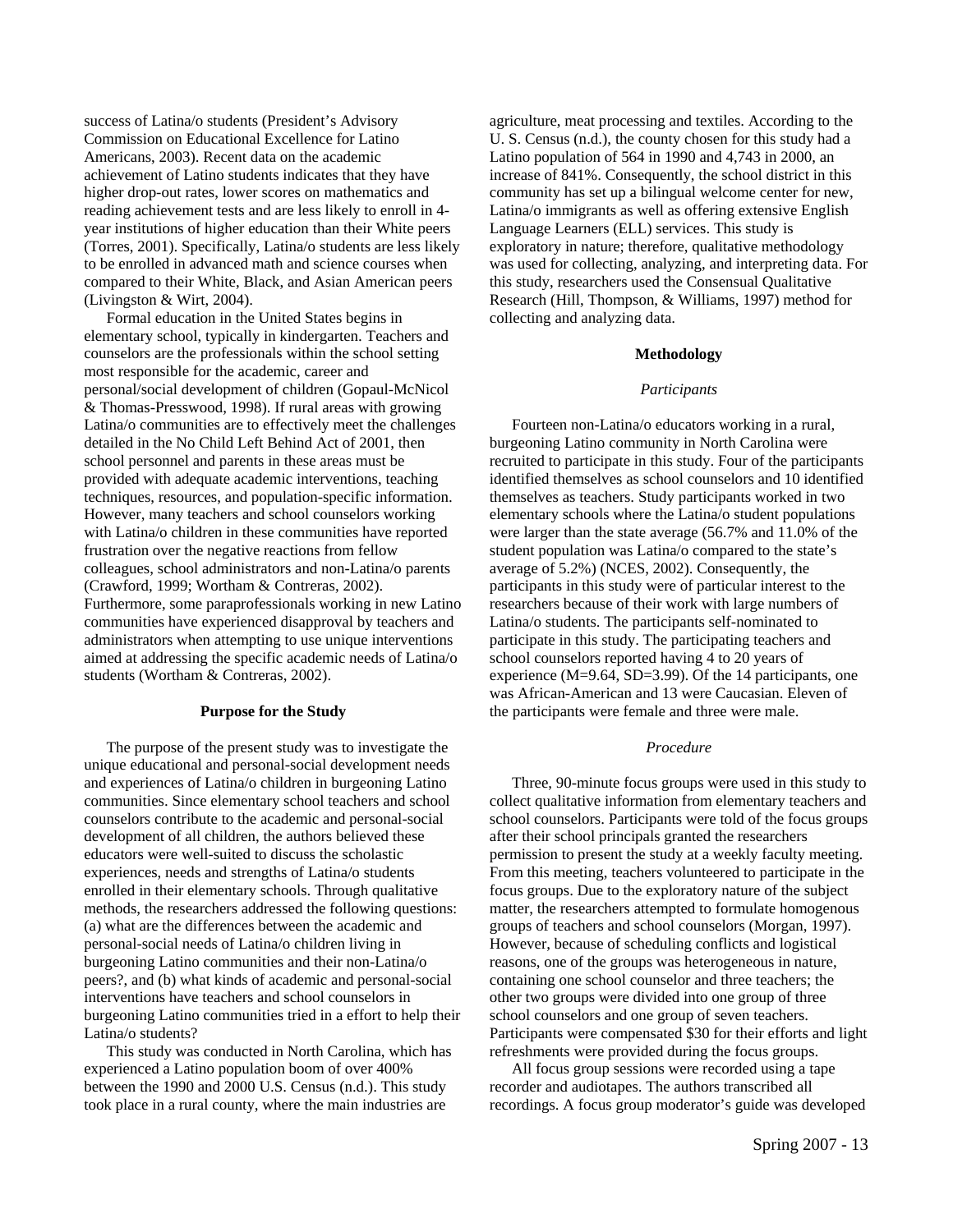success of Latina/o students (President's Advisory Commission on Educational Excellence for Latino Americans, 2003). Recent data on the academic achievement of Latino students indicates that they have higher drop-out rates, lower scores on mathematics and reading achievement tests and are less likely to enroll in 4-year institutions of higher education than their White peers (Torres, 2001). Specifically, Latina/o students are less likely to be enrolled in advanced math and science courses when compared to their White, Black, and Asian American peers (Livingston & Wirt, 2004).

Formal education in the United States begins in elementary school, typically in kindergarten. Teachers and counselors are the professionals within the school setting most responsible for the academic, career and personal/social development of children (Gopaul-McNicol & Thomas-Presswood, 1998). If rural areas with growing Latina/o communities are to effectively meet the challenges detailed in the No Child Left Behind Act of 2001, then school personnel and parents in these areas must be provided with adequate academic interventions, teaching techniques, resources, and population-specific information. However, many teachers and school counselors working with Latina/o children in these communities have reported frustration over the negative reactions from fellow colleagues, school administrators and non-Latina/o parents (Crawford, 1999; Wortham & Contreras, 2002). Furthermore, some paraprofessionals working in new Latino communities have experienced disapproval by teachers and administrators when attempting to use unique interventions aimed at addressing the specific academic needs of Latina/o students (Wortham & Contreras, 2002).

## Purpose for the Study

The purpose of the present study was to investigate the unique educational and personal-social development needs and experiences of Latina/o children in burgeoning Latino communities. Since elementary school teachers and school counselors contribute to the academic and personal-social development of all children, the authors believed these educators were well-suited to discuss the scholastic experiences, needs and strengths of Latina/o students enrolled in their elementary schools. Through qualitative methods, the researchers addressed the following questions: (a) what are the differences between the academic and personal-social needs of Latina/o children living in burgeoning Latino communities and their non-Latina/o peers?, and (b) what kinds of academic and personal-social interventions have teachers and school counselors in burgeoning Latino communities tried in a effort to help their Latina/o students?

This study was conducted in North Carolina, which has experienced a Latino population boom of over 400% between the 1990 and 2000 U.S. Census (n.d.). This study took place in a rural county, where the main industries are agriculture, meat processing and textiles. According to the U. S. Census (n.d.), the county chosen for this study had a Latino population of 564 in 1990 and 4,743 in 2000, an increase of 841%. Consequently, the school district in this community has set up a bilingual welcome center for new, Latina/o immigrants as well as offering extensive English Language Learners (ELL) services. This study is exploratory in nature; therefore, qualitative methodology was used for collecting, analyzing, and interpreting data. For this study, researchers used the Consensual Qualitative Research (Hill, Thompson, & Williams, 1997) method for collecting and analyzing data.

## Methodology

### *Participants*

Fourteen non-Latina/o educators working in a rural, burgeoning Latino community in North Carolina were recruited to participate in this study. Four of the participants identified themselves as school counselors and 10 identified themselves as teachers. Study participants worked in two elementary schools where the Latina/o student populations were larger than the state average (56.7% and 11.0% of the student population was Latina/o compared to the state's average of 5.2%) (NCES, 2002). Consequently, the participants in this study were of particular interest to the researchers because of their work with large numbers of Latina/o students. The participants self-nominated to participate in this study. The participating teachers and school counselors reported having 4 to 20 years of experience ($M$=9.64, $SD$=3.99). Of the 14 participants, one was African-American and 13 were Caucasian. Eleven of the participants were female and three were male.

### *Procedure*

Three, 90-minute focus groups were used in this study to collect qualitative information from elementary teachers and school counselors. Participants were told of the focus groups after their school principals granted the researchers permission to present the study at a weekly faculty meeting. From this meeting, teachers volunteered to participate in the focus groups. Due to the exploratory nature of the subject matter, the researchers attempted to formulate homogenous groups of teachers and school counselors (Morgan, 1997). However, because of scheduling conflicts and logistical reasons, one of the groups was heterogeneous in nature, containing one school counselor and three teachers; the other two groups were divided into one group of three school counselors and one group of seven teachers. Participants were compensated $30 for their efforts and light refreshments were provided during the focus groups.

All focus group sessions were recorded using a tape recorder and audiotapes. The authors transcribed all recordings. A focus group moderator's guide was developed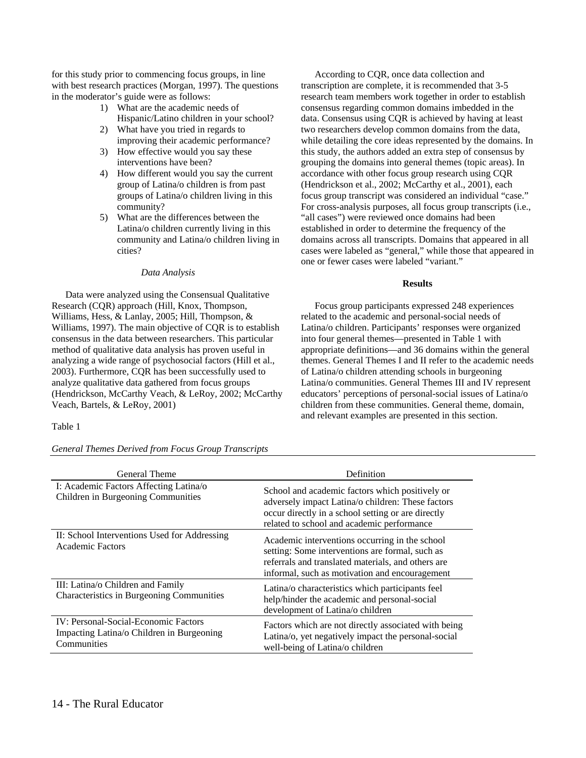for this study prior to commencing focus groups, in line with best research practices (Morgan, 1997). The questions in the moderator's guide were as follows:

1) What are the academic needs of Hispanic/Latino children in your school?
2) What have you tried in regards to improving their academic performance?
3) How effective would you say these interventions have been?
4) How different would you say the current group of Latina/o children is from past groups of Latina/o children living in this community?
5) What are the differences between the Latina/o children currently living in this community and Latina/o children living in cities?

### *Data Analysis*

Data were analyzed using the Consensual Qualitative Research (CQR) approach (Hill, Knox, Thompson, Williams, Hess, & Lanlay, 2005; Hill, Thompson, & Williams, 1997). The main objective of CQR is to establish consensus in the data between researchers. This particular method of qualitative data analysis has proven useful in analyzing a wide range of psychosocial factors (Hill et al., 2003). Furthermore, CQR has been successfully used to analyze qualitative data gathered from focus groups (Hendrickson, McCarthy Veach, & LeRoy, 2002; McCarthy Veach, Bartels, & LeRoy, 2001)

According to CQR, once data collection and transcription are complete, it is recommended that 3-5 research team members work together in order to establish consensus regarding common domains imbedded in the data. Consensus using CQR is achieved by having at least two researchers develop common domains from the data, while detailing the core ideas represented by the domains. In this study, the authors added an extra step of consensus by grouping the domains into general themes (topic areas). In accordance with other focus group research using CQR (Hendrickson et al., 2002; McCarthy et al., 2001), each focus group transcript was considered an individual "case." For cross-analysis purposes, all focus group transcripts (i.e., "all cases") were reviewed once domains had been established in order to determine the frequency of the domains across all transcripts. Domains that appeared in all cases were labeled as "general," while those that appeared in one or fewer cases were labeled "variant."

## Results

Focus group participants expressed 248 experiences related to the academic and personal-social needs of Latina/o children. Participants' responses were organized into four general themes—presented in Table 1 with appropriate definitions—and 36 domains within the general themes. General Themes I and II refer to the academic needs of Latina/o children attending schools in burgeoning Latina/o communities. General Themes III and IV represent educators' perceptions of personal-social issues of Latina/o children from these communities. General theme, domain, and relevant examples are presented in this section.

Table 1

*General Themes Derived from Focus Group Transcripts*

| General Theme | Definition |
|---|---|
| I: Academic Factors Affecting Latina/o Children in Burgeoning Communities | School and academic factors which positively or adversely impact Latina/o children: These factors occur directly in a school setting or are directly related to school and academic performance |
| II: School Interventions Used for Addressing Academic Factors | Academic interventions occurring in the school setting: Some interventions are formal, such as referrals and translated materials, and others are informal, such as motivation and encouragement |
| III: Latina/o Children and Family Characteristics in Burgeoning Communities | Latina/o characteristics which participants feel help/hinder the academic and personal-social development of Latina/o children |
| IV: Personal-Social-Economic Factors Impacting Latina/o Children in Burgeoning Communities | Factors which are not directly associated with being Latina/o, yet negatively impact the personal-social well-being of Latina/o children |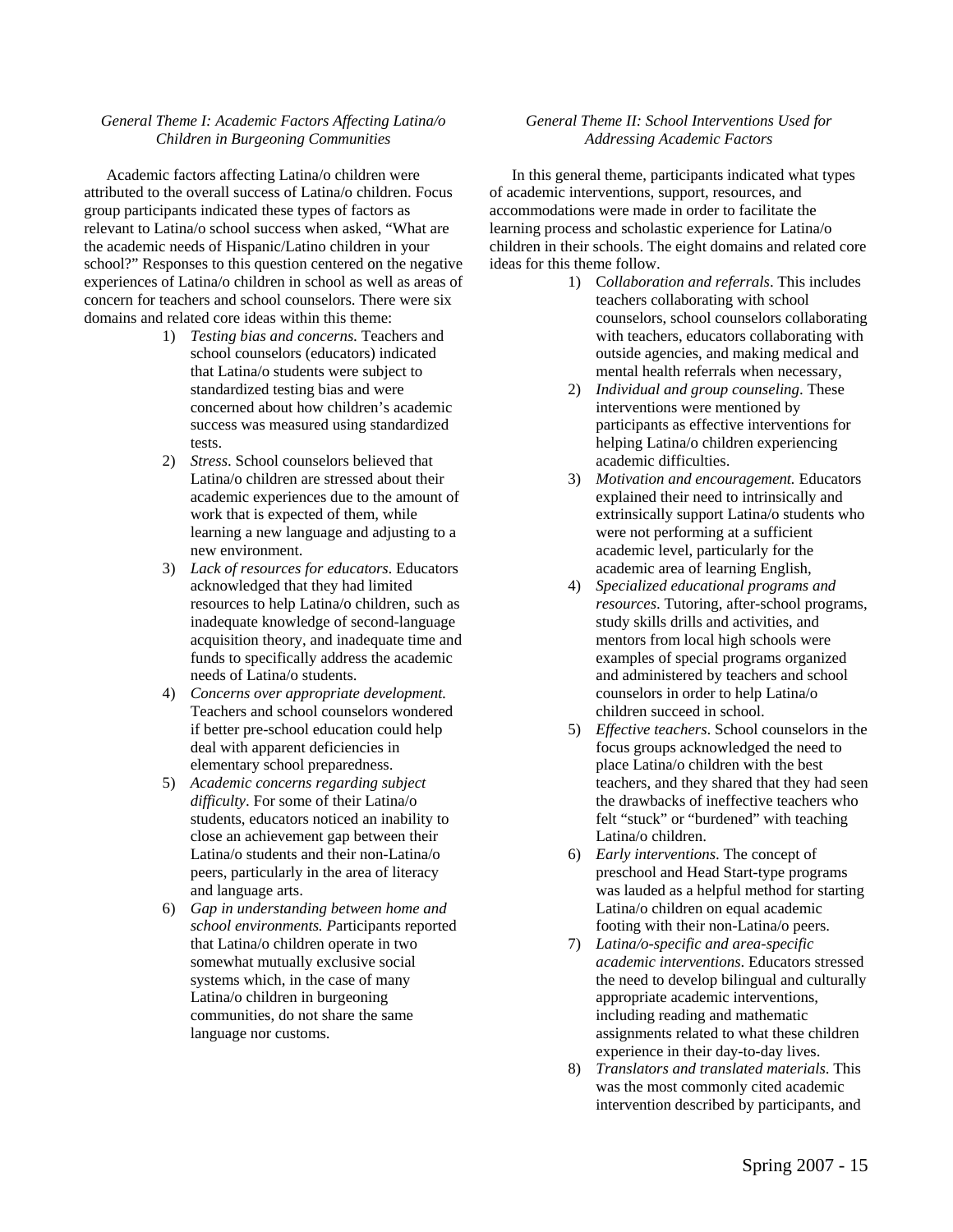*General Theme I: Academic Factors Affecting Latina/o Children in Burgeoning Communities*

Academic factors affecting Latina/o children were attributed to the overall success of Latina/o children. Focus group participants indicated these types of factors as relevant to Latina/o school success when asked, "What are the academic needs of Hispanic/Latino children in your school?" Responses to this question centered on the negative experiences of Latina/o children in school as well as areas of concern for teachers and school counselors. There were six domains and related core ideas within this theme:

1) *Testing bias and concerns.* Teachers and school counselors (educators) indicated that Latina/o students were subject to standardized testing bias and were concerned about how children's academic success was measured using standardized tests.
2) *Stress*. School counselors believed that Latina/o children are stressed about their academic experiences due to the amount of work that is expected of them, while learning a new language and adjusting to a new environment.
3) *Lack of resources for educators*. Educators acknowledged that they had limited resources to help Latina/o children, such as inadequate knowledge of second-language acquisition theory, and inadequate time and funds to specifically address the academic needs of Latina/o students.
4) *Concerns over appropriate development.* Teachers and school counselors wondered if better pre-school education could help deal with apparent deficiencies in elementary school preparedness.
5) *Academic concerns regarding subject difficulty*. For some of their Latina/o students, educators noticed an inability to close an achievement gap between their Latina/o students and their non-Latina/o peers, particularly in the area of literacy and language arts.
6) *Gap in understanding between home and school environments.* Participants reported that Latina/o children operate in two somewhat mutually exclusive social systems which, in the case of many Latina/o children in burgeoning communities, do not share the same language nor customs.

*General Theme II: School Interventions Used for Addressing Academic Factors*

In this general theme, participants indicated what types of academic interventions, support, resources, and accommodations were made in order to facilitate the learning process and scholastic experience for Latina/o children in their schools. The eight domains and related core ideas for this theme follow.

1) C*ollaboration and referrals*. This includes teachers collaborating with school counselors, school counselors collaborating with teachers, educators collaborating with outside agencies, and making medical and mental health referrals when necessary,
2) *Individual and group counseling*. These interventions were mentioned by participants as effective interventions for helping Latina/o children experiencing academic difficulties.
3) *Motivation and encouragement.* Educators explained their need to intrinsically and extrinsically support Latina/o students who were not performing at a sufficient academic level, particularly for the academic area of learning English,
4) *Specialized educational programs and resources*. Tutoring, after-school programs, study skills drills and activities, and mentors from local high schools were examples of special programs organized and administered by teachers and school counselors in order to help Latina/o children succeed in school.
5) *Effective teachers*. School counselors in the focus groups acknowledged the need to place Latina/o children with the best teachers, and they shared that they had seen the drawbacks of ineffective teachers who felt "stuck" or "burdened" with teaching Latina/o children.
6) *Early interventions*. The concept of preschool and Head Start-type programs was lauded as a helpful method for starting Latina/o children on equal academic footing with their non-Latina/o peers.
7) *Latina/o-specific and area-specific academic interventions*. Educators stressed the need to develop bilingual and culturally appropriate academic interventions, including reading and mathematic assignments related to what these children experience in their day-to-day lives.
8) *Translators and translated materials*. This was the most commonly cited academic intervention described by participants, and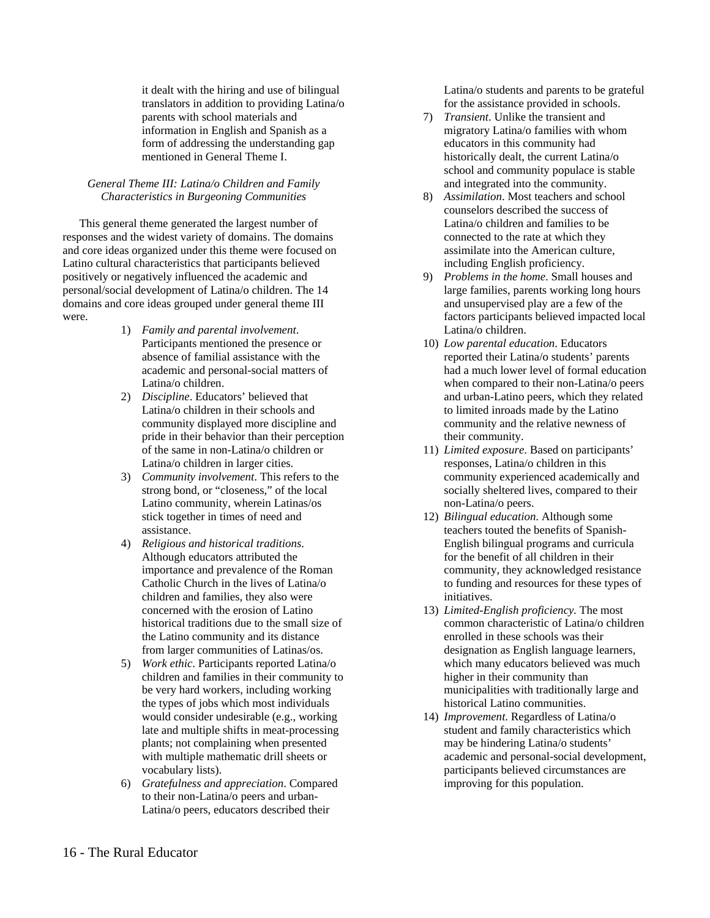it dealt with the hiring and use of bilingual translators in addition to providing Latina/o parents with school materials and information in English and Spanish as a form of addressing the understanding gap mentioned in General Theme I.

### *General Theme III: Latina/o Children and Family Characteristics in Burgeoning Communities*

This general theme generated the largest number of responses and the widest variety of domains. The domains and core ideas organized under this theme were focused on Latino cultural characteristics that participants believed positively or negatively influenced the academic and personal/social development of Latina/o children. The 14 domains and core ideas grouped under general theme III were.

1) *Family and parental involvement*. Participants mentioned the presence or absence of familial assistance with the academic and personal-social matters of Latina/o children.
2) *Discipline*. Educators' believed that Latina/o children in their schools and community displayed more discipline and pride in their behavior than their perception of the same in non-Latina/o children or Latina/o children in larger cities.
3) *Community involvement*. This refers to the strong bond, or "closeness," of the local Latino community, wherein Latinas/os stick together in times of need and assistance.
4) *Religious and historical traditions*. Although educators attributed the importance and prevalence of the Roman Catholic Church in the lives of Latina/o children and families, they also were concerned with the erosion of Latino historical traditions due to the small size of the Latino community and its distance from larger communities of Latinas/os.
5) *Work ethic*. Participants reported Latina/o children and families in their community to be very hard workers, including working the types of jobs which most individuals would consider undesirable (e.g., working late and multiple shifts in meat-processing plants; not complaining when presented with multiple mathematic drill sheets or vocabulary lists).
6) *Gratefulness and appreciation*. Compared to their non-Latina/o peers and urban-Latina/o peers, educators described their Latina/o students and parents to be grateful for the assistance provided in schools.
7) *Transient*. Unlike the transient and migratory Latina/o families with whom educators in this community had historically dealt, the current Latina/o school and community populace is stable and integrated into the community.
8) *Assimilation*. Most teachers and school counselors described the success of Latina/o children and families to be connected to the rate at which they assimilate into the American culture, including English proficiency.
9) *Problems in the home*. Small houses and large families, parents working long hours and unsupervised play are a few of the factors participants believed impacted local Latina/o children.
10) *Low parental education*. Educators reported their Latina/o students' parents had a much lower level of formal education when compared to their non-Latina/o peers and urban-Latino peers, which they related to limited inroads made by the Latino community and the relative newness of their community.
11) *Limited exposure*. Based on participants' responses, Latina/o children in this community experienced academically and socially sheltered lives, compared to their non-Latina/o peers.
12) *Bilingual education*. Although some teachers touted the benefits of Spanish-English bilingual programs and curricula for the benefit of all children in their community, they acknowledged resistance to funding and resources for these types of initiatives.
13) *Limited-English proficiency*. The most common characteristic of Latina/o children enrolled in these schools was their designation as English language learners, which many educators believed was much higher in their community than municipalities with traditionally large and historical Latino communities.
14) *Improvement*. Regardless of Latina/o student and family characteristics which may be hindering Latina/o students' academic and personal-social development, participants believed circumstances are improving for this population.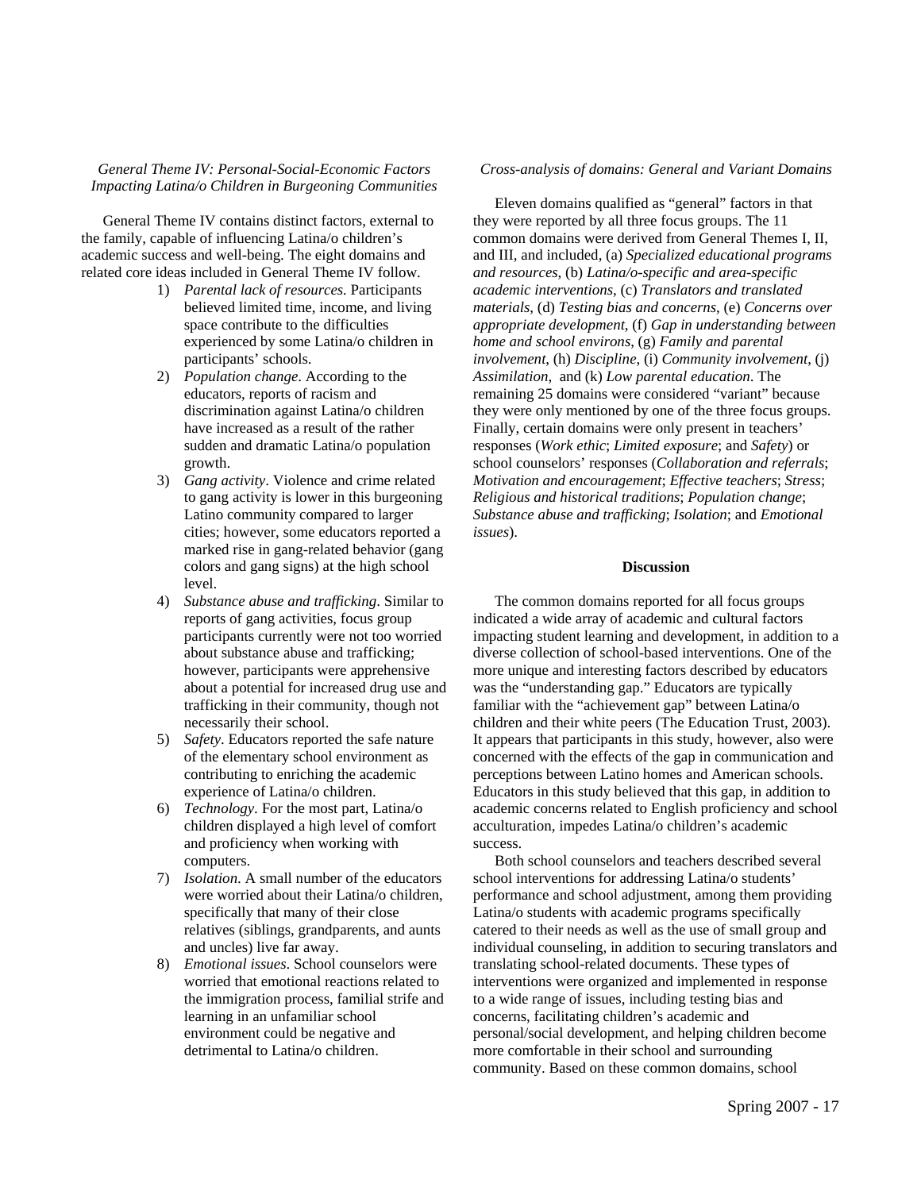### *General Theme IV: Personal-Social-Economic Factors Impacting Latina/o Children in Burgeoning Communities*

General Theme IV contains distinct factors, external to the family, capable of influencing Latina/o children's academic success and well-being. The eight domains and related core ideas included in General Theme IV follow.

1) *Parental lack of resources.* Participants believed limited time, income, and living space contribute to the difficulties experienced by some Latina/o children in participants' schools.
2) *Population change*. According to the educators, reports of racism and discrimination against Latina/o children have increased as a result of the rather sudden and dramatic Latina/o population growth.
3) *Gang activity*. Violence and crime related to gang activity is lower in this burgeoning Latino community compared to larger cities; however, some educators reported a marked rise in gang-related behavior (gang colors and gang signs) at the high school level.
4) *Substance abuse and trafficking*. Similar to reports of gang activities, focus group participants currently were not too worried about substance abuse and trafficking; however, participants were apprehensive about a potential for increased drug use and trafficking in their community, though not necessarily their school.
5) *Safety*. Educators reported the safe nature of the elementary school environment as contributing to enriching the academic experience of Latina/o children.
6) *Technology*. For the most part, Latina/o children displayed a high level of comfort and proficiency when working with computers.
7) *Isolation*. A small number of the educators were worried about their Latina/o children, specifically that many of their close relatives (siblings, grandparents, and aunts and uncles) live far away.
8) *Emotional issues*. School counselors were worried that emotional reactions related to the immigration process, familial strife and learning in an unfamiliar school environment could be negative and detrimental to Latina/o children.

### *Cross-analysis of domains: General and Variant Domains*

Eleven domains qualified as "general" factors in that they were reported by all three focus groups. The 11 common domains were derived from General Themes I, II, and III, and included, (a) *Specialized educational programs and resources*, (b) *Latina/o-specific and area-specific academic interventions*, (c) *Translators and translated materials*, (d) *Testing bias and concerns*, (e) *Concerns over appropriate development*, (f) *Gap in understanding between home and school environs*, (g) *Family and parental involvement*, (h) *Discipline*, (i) *Community involvement*, (j) *Assimilation*, and (k) *Low parental education*. The remaining 25 domains were considered "variant" because they were only mentioned by one of the three focus groups. Finally, certain domains were only present in teachers' responses (*Work ethic*; *Limited exposure*; and *Safety*) or school counselors' responses (*Collaboration and referrals*; *Motivation and encouragement*; *Effective teachers*; *Stress*; *Religious and historical traditions*; *Population change*; *Substance abuse and trafficking*; *Isolation*; and *Emotional issues*).

## Discussion

The common domains reported for all focus groups indicated a wide array of academic and cultural factors impacting student learning and development, in addition to a diverse collection of school-based interventions. One of the more unique and interesting factors described by educators was the "understanding gap." Educators are typically familiar with the "achievement gap" between Latina/o children and their white peers (The Education Trust, 2003). It appears that participants in this study, however, also were concerned with the effects of the gap in communication and perceptions between Latino homes and American schools. Educators in this study believed that this gap, in addition to academic concerns related to English proficiency and school acculturation, impedes Latina/o children's academic success.

Both school counselors and teachers described several school interventions for addressing Latina/o students' performance and school adjustment, among them providing Latina/o students with academic programs specifically catered to their needs as well as the use of small group and individual counseling, in addition to securing translators and translating school-related documents. These types of interventions were organized and implemented in response to a wide range of issues, including testing bias and concerns, facilitating children's academic and personal/social development, and helping children become more comfortable in their school and surrounding community. Based on these common domains, school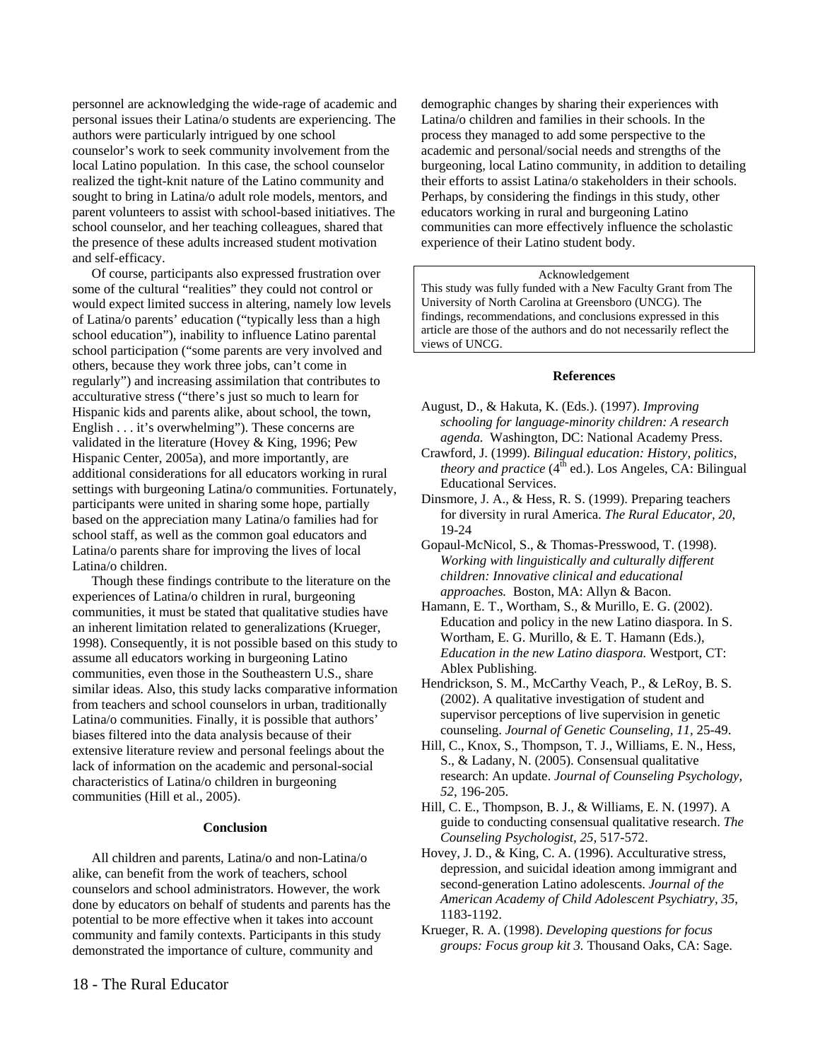personnel are acknowledging the wide-rage of academic and personal issues their Latina/o students are experiencing. The authors were particularly intrigued by one school counselor's work to seek community involvement from the local Latino population. In this case, the school counselor realized the tight-knit nature of the Latino community and sought to bring in Latina/o adult role models, mentors, and parent volunteers to assist with school-based initiatives. The school counselor, and her teaching colleagues, shared that the presence of these adults increased student motivation and self-efficacy.

Of course, participants also expressed frustration over some of the cultural "realities" they could not control or would expect limited success in altering, namely low levels of Latina/o parents' education ("typically less than a high school education"), inability to influence Latino parental school participation ("some parents are very involved and others, because they work three jobs, can't come in regularly") and increasing assimilation that contributes to acculturative stress ("there's just so much to learn for Hispanic kids and parents alike, about school, the town, English . . . it's overwhelming"). These concerns are validated in the literature (Hovey & King, 1996; Pew Hispanic Center, 2005a), and more importantly, are additional considerations for all educators working in rural settings with burgeoning Latina/o communities. Fortunately, participants were united in sharing some hope, partially based on the appreciation many Latina/o families had for school staff, as well as the common goal educators and Latina/o parents share for improving the lives of local Latina/o children.

Though these findings contribute to the literature on the experiences of Latina/o children in rural, burgeoning communities, it must be stated that qualitative studies have an inherent limitation related to generalizations (Krueger, 1998). Consequently, it is not possible based on this study to assume all educators working in burgeoning Latino communities, even those in the Southeastern U.S., share similar ideas. Also, this study lacks comparative information from teachers and school counselors in urban, traditionally Latina/o communities. Finally, it is possible that authors' biases filtered into the data analysis because of their extensive literature review and personal feelings about the lack of information on the academic and personal-social characteristics of Latina/o children in burgeoning communities (Hill et al., 2005).

## Conclusion

All children and parents, Latina/o and non-Latina/o alike, can benefit from the work of teachers, school counselors and school administrators. However, the work done by educators on behalf of students and parents has the potential to be more effective when it takes into account community and family contexts. Participants in this study demonstrated the importance of culture, community and demographic changes by sharing their experiences with Latina/o children and families in their schools. In the process they managed to add some perspective to the academic and personal/social needs and strengths of the burgeoning, local Latino community, in addition to detailing their efforts to assist Latina/o stakeholders in their schools. Perhaps, by considering the findings in this study, other educators working in rural and burgeoning Latino communities can more effectively influence the scholastic experience of their Latino student body.

Acknowledgement

This study was fully funded with a New Faculty Grant from The University of North Carolina at Greensboro (UNCG). The findings, recommendations, and conclusions expressed in this article are those of the authors and do not necessarily reflect the views of UNCG.

## References

August, D., & Hakuta, K. (Eds.). (1997). *Improving schooling for language-minority children: A research agenda.* Washington, DC: National Academy Press.

Crawford, J. (1999). *Bilingual education: History, politics, theory and practice* (4th ed.). Los Angeles, CA: Bilingual Educational Services.

Dinsmore, J. A., & Hess, R. S. (1999). Preparing teachers for diversity in rural America. *The Rural Educator, 20*, 19-24

Gopaul-McNicol, S., & Thomas-Presswood, T. (1998). *Working with linguistically and culturally different children: Innovative clinical and educational approaches.* Boston, MA: Allyn & Bacon.

Hamann, E. T., Wortham, S., & Murillo, E. G. (2002). Education and policy in the new Latino diaspora. In S. Wortham, E. G. Murillo, & E. T. Hamann (Eds.), *Education in the new Latino diaspora.* Westport, CT: Ablex Publishing.

Hendrickson, S. M., McCarthy Veach, P., & LeRoy, B. S. (2002). A qualitative investigation of student and supervisor perceptions of live supervision in genetic counseling. *Journal of Genetic Counseling, 11*, 25-49.

Hill, C., Knox, S., Thompson, T. J., Williams, E. N., Hess, S., & Ladany, N. (2005). Consensual qualitative research: An update. *Journal of Counseling Psychology, 52*, 196-205.

Hill, C. E., Thompson, B. J., & Williams, E. N. (1997). A guide to conducting consensual qualitative research. *The Counseling Psychologist, 25*, 517-572.

Hovey, J. D., & King, C. A. (1996). Acculturative stress, depression, and suicidal ideation among immigrant and second-generation Latino adolescents. *Journal of the American Academy of Child Adolescent Psychiatry, 35*, 1183-1192.

Krueger, R. A. (1998). *Developing questions for focus groups: Focus group kit 3.* Thousand Oaks, CA: Sage.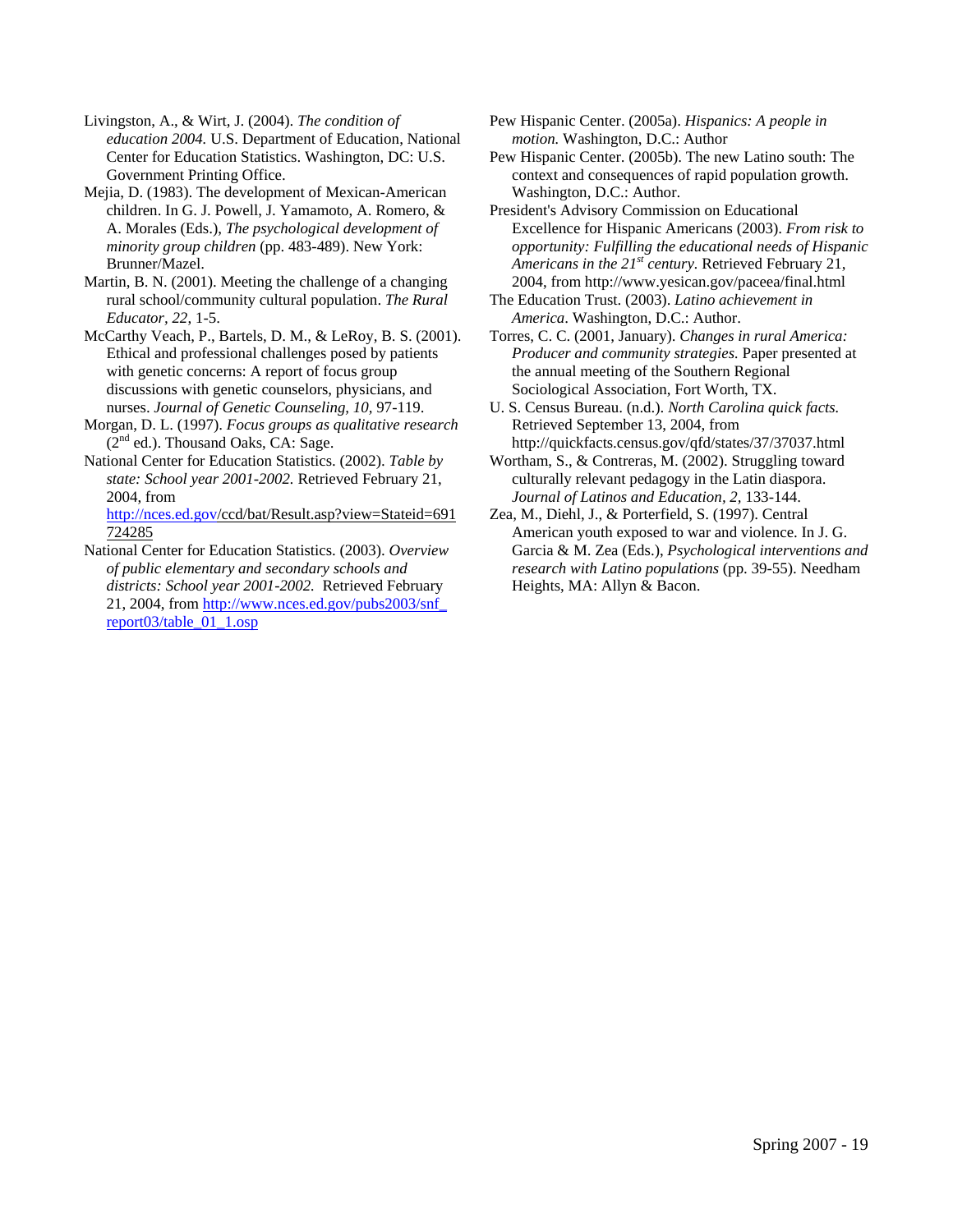Livingston, A., & Wirt, J. (2004). *The condition of education 2004.* U.S. Department of Education, National Center for Education Statistics. Washington, DC: U.S. Government Printing Office.

Mejia, D. (1983). The development of Mexican-American children. In G. J. Powell, J. Yamamoto, A. Romero, & A. Morales (Eds.), *The psychological development of minority group children* (pp. 483-489). New York: Brunner/Mazel.

Martin, B. N. (2001). Meeting the challenge of a changing rural school/community cultural population. *The Rural Educator, 22*, 1-5.

McCarthy Veach, P., Bartels, D. M., & LeRoy, B. S. (2001). Ethical and professional challenges posed by patients with genetic concerns: A report of focus group discussions with genetic counselors, physicians, and nurses. *Journal of Genetic Counseling, 10*, 97-119.

Morgan, D. L. (1997). *Focus groups as qualitative research* (2nd ed.). Thousand Oaks, CA: Sage.

National Center for Education Statistics. (2002). *Table by state: School year 2001-2002.* Retrieved February 21, 2004, from http://nces.ed.gov/ccd/bat/Result.asp?view=Stateid=691724285

National Center for Education Statistics. (2003). *Overview of public elementary and secondary schools and districts: School year 2001-2002.* Retrieved February 21, 2004, from http://www.nces.ed.gov/pubs2003/snf_report03/table_01_1.osp

Pew Hispanic Center. (2005a). *Hispanics: A people in motion.* Washington, D.C.: Author

Pew Hispanic Center. (2005b). The new Latino south: The context and consequences of rapid population growth. Washington, D.C.: Author.

President's Advisory Commission on Educational Excellence for Hispanic Americans (2003). *From risk to opportunity: Fulfilling the educational needs of Hispanic Americans in the 21st century.* Retrieved February 21, 2004, from http://www.yesican.gov/paceea/final.html

The Education Trust. (2003). *Latino achievement in America*. Washington, D.C.: Author.

Torres, C. C. (2001, January). *Changes in rural America: Producer and community strategies.* Paper presented at the annual meeting of the Southern Regional Sociological Association, Fort Worth, TX.

U. S. Census Bureau. (n.d.). *North Carolina quick facts.* Retrieved September 13, 2004, from http://quickfacts.census.gov/qfd/states/37/37037.html

Wortham, S., & Contreras, M. (2002). Struggling toward culturally relevant pedagogy in the Latin diaspora. *Journal of Latinos and Education, 2*, 133-144.

Zea, M., Diehl, J., & Porterfield, S. (1997). Central American youth exposed to war and violence. In J. G. Garcia & M. Zea (Eds.), *Psychological interventions and research with Latino populations* (pp. 39-55). Needham Heights, MA: Allyn & Bacon.